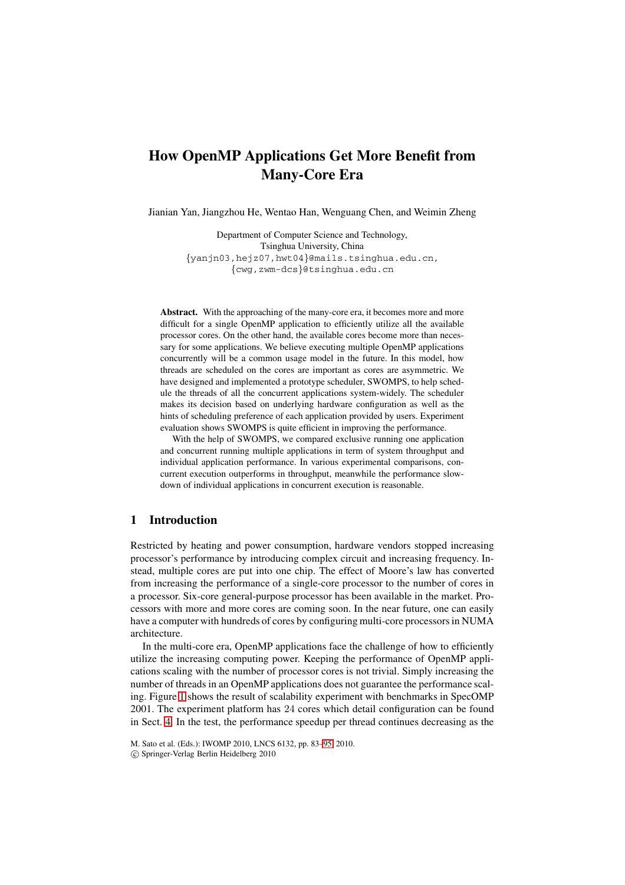# How OpenMP Applications Get More Benefit from Many-Core Era

Jianian Yan, Jiangzhou He, Wentao Han, Wenguang Chen, and Weimin Zheng

Department of Computer Science and Technology,
Tsinghua University, China
{yanjn03,hejz07,hwt04}@mails.tsinghua.edu.cn,
{cwg,zwm-dcs}@tsinghua.edu.cn

**Abstract.** With the approaching of the many-core era, it becomes more and more difficult for a single OpenMP application to efficiently utilize all the available processor cores. On the other hand, the available cores become more than necessary for some applications. We believe executing multiple OpenMP applications concurrently will be a common usage model in the future. In this model, how threads are scheduled on the cores are important as cores are asymmetric. We have designed and implemented a prototype scheduler, SWOMPS, to help schedule the threads of all the concurrent applications system-widely. The scheduler makes its decision based on underlying hardware configuration as well as the hints of scheduling preference of each application provided by users. Experiment evaluation shows SWOMPS is quite efficient in improving the performance.

With the help of SWOMPS, we compared exclusive running one application and concurrent running multiple applications in term of system throughput and individual application performance. In various experimental comparisons, concurrent execution outperforms in throughput, meanwhile the performance slowdown of individual applications in concurrent execution is reasonable.

## 1 Introduction

Restricted by heating and power consumption, hardware vendors stopped increasing processor's performance by introducing complex circuit and increasing frequency. Instead, multiple cores are put into one chip. The effect of Moore's law has converted from increasing the performance of a single-core processor to the number of cores in a processor. Six-core general-purpose processor has been available in the market. Processors with more and more cores are coming soon. In the near future, one can easily have a computer with hundreds of cores by configuring multi-core processors in NUMA architecture.

In the multi-core era, OpenMP applications face the challenge of how to efficiently utilize the increasing computing power. Keeping the performance of OpenMP applications scaling with the number of processor cores is not trivial. Simply increasing the number of threads in an OpenMP applications does not guarantee the performance scaling. Figure 1 shows the result of scalability experiment with benchmarks in SpecOMP 2001. The experiment platform has 24 cores which detail configuration can be found in Sect. 4. In the test, the performance speedup per thread continues decreasing as the

M. Sato et al. (Eds.): IWOMP 2010, LNCS 6132, pp. 83–95, 2010.
© Springer-Verlag Berlin Heidelberg 2010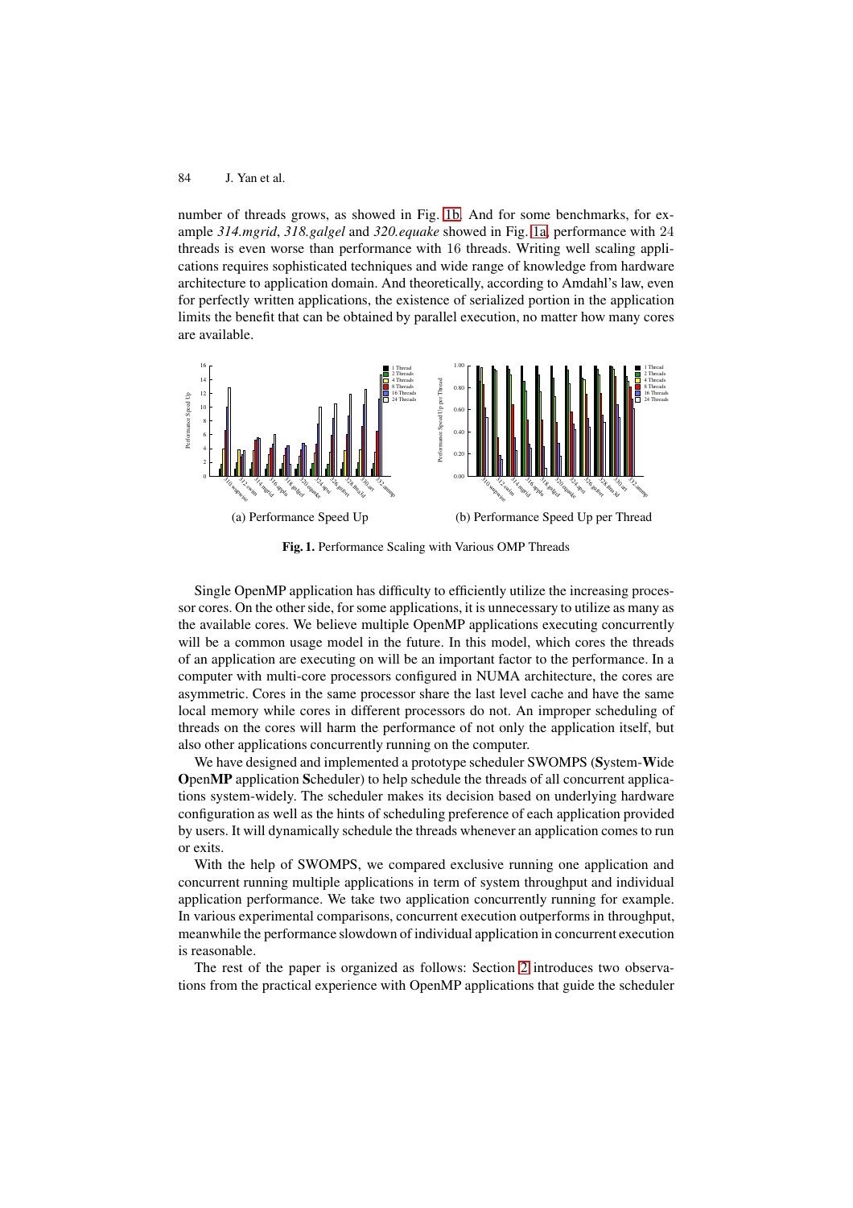number of threads grows, as showed in Fig. 1b. And for some benchmarks, for example *314.mgrid*, *318.galgel* and *320.equake* showed in Fig. 1a, performance with 24 threads is even worse than performance with 16 threads. Writing well scaling applications requires sophisticated techniques and wide range of knowledge from hardware architecture to application domain. And theoretically, according to Amdahl's law, even for perfectly written applications, the existence of serialized portion in the application limits the benefit that can be obtained by parallel execution, no matter how many cores are available.

Performance Speed Up
0 2 4 6 8 10 12 14 16
310.wupwise 312.swim 314.mgrid 316.applu 318.galgel 320.equake 324.apsi 326.gafort 328.fma3d 330.art 332.ammp
1 Thread
2 Threads
4 Threads
8 Threads
16 Threads
24 Threads

(a) Performance Speed Up

Performance Speed Up per Thread
0.00 0.20 0.40 0.60 0.80 1.00
310.wupwise 312.swim 314.mgrid 316.applu 318.galgel 320.equake 324.apsi 326.gafort 328.fma3d 330.art 332.ammp
1 Thread
2 Threads
4 Threads
8 Threads
16 Threads
24 Threads

(b) Performance Speed Up per Thread

**Fig. 1.** Performance Scaling with Various OMP Threads

Single OpenMP application has difficulty to efficiently utilize the increasing processor cores. On the other side, for some applications, it is unnecessary to utilize as many as the available cores. We believe multiple OpenMP applications executing concurrently will be a common usage model in the future. In this model, which cores the threads of an application are executing on will be an important factor to the performance. In a computer with multi-core processors configured in NUMA architecture, the cores are asymmetric. Cores in the same processor share the last level cache and have the same local memory while cores in different processors do not. An improper scheduling of threads on the cores will harm the performance of not only the application itself, but also other applications concurrently running on the computer.

We have designed and implemented a prototype scheduler SWOMPS (**S**ystem-**W**ide **O**pen**MP** application **S**cheduler) to help schedule the threads of all concurrent applications system-widely. The scheduler makes its decision based on underlying hardware configuration as well as the hints of scheduling preference of each application provided by users. It will dynamically schedule the threads whenever an application comes to run or exits.

With the help of SWOMPS, we compared exclusive running one application and concurrent running multiple applications in term of system throughput and individual application performance. We take two application concurrently running for example. In various experimental comparisons, concurrent execution outperforms in throughput, meanwhile the performance slowdown of individual application in concurrent execution is reasonable.

The rest of the paper is organized as follows: Section 2 introduces two observations from the practical experience with OpenMP applications that guide the scheduler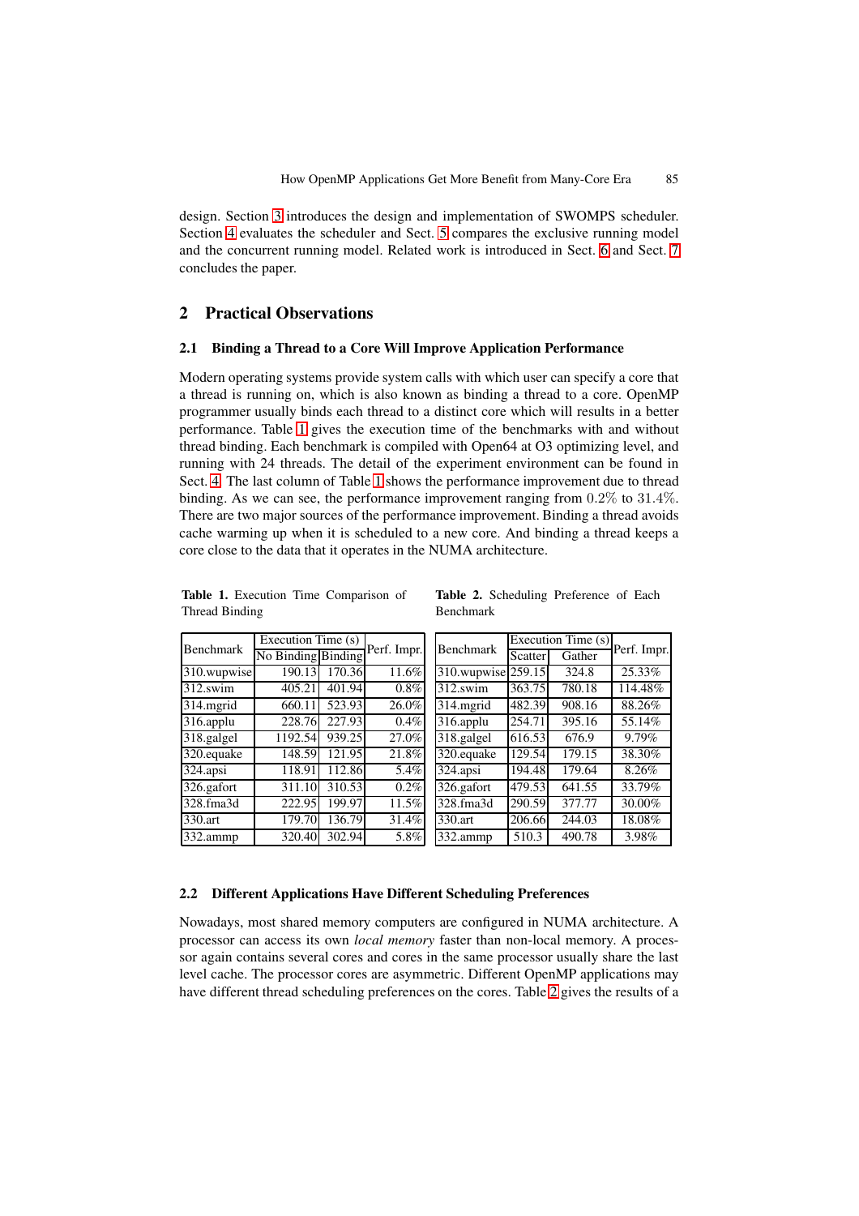design. Section 3 introduces the design and implementation of SWOMPS scheduler. Section 4 evaluates the scheduler and Sect. 5 compares the exclusive running model and the concurrent running model. Related work is introduced in Sect. 6 and Sect. 7 concludes the paper.

## 2 Practical Observations

### 2.1 Binding a Thread to a Core Will Improve Application Performance

Modern operating systems provide system calls with which user can specify a core that a thread is running on, which is also known as binding a thread to a core. OpenMP programmer usually binds each thread to a distinct core which will results in a better performance. Table 1 gives the execution time of the benchmarks with and without thread binding. Each benchmark is compiled with Open64 at O3 optimizing level, and running with 24 threads. The detail of the experiment environment can be found in Sect. 4. The last column of Table 1 shows the performance improvement due to thread binding. As we can see, the performance improvement ranging from 0.2% to 31.4%. There are two major sources of the performance improvement. Binding a thread avoids cache warming up when it is scheduled to a new core. And binding a thread keeps a core close to the data that it operates in the NUMA architecture.

**Table 1.** Execution Time Comparison of Thread Binding

| Benchmark | Execution Time (s) | | Perf. Impr. |
|---|---|---|---|
| | No Binding | Binding | |
| 310.wupwise | 190.13 | 170.36 | 11.6% |
| 312.swim | 405.21 | 401.94 | 0.8% |
| 314.mgrid | 660.11 | 523.93 | 26.0% |
| 316.applu | 228.76 | 227.93 | 0.4% |
| 318.galgel | 1192.54 | 939.25 | 27.0% |
| 320.equake | 148.59 | 121.95 | 21.8% |
| 324.apsi | 118.91 | 112.86 | 5.4% |
| 326.gafort | 311.10 | 310.53 | 0.2% |
| 328.fma3d | 222.95 | 199.97 | 11.5% |
| 330.art | 179.70 | 136.79 | 31.4% |
| 332.ammp | 320.40 | 302.94 | 5.8% |

**Table 2.** Scheduling Preference of Each Benchmark

| Benchmark | Execution Time (s) | | Perf. Impr. |
|---|---|---|---|
| | Scatter | Gather | |
| 310.wupwise | 259.15 | 324.8 | 25.33% |
| 312.swim | 363.75 | 780.18 | 114.48% |
| 314.mgrid | 482.39 | 908.16 | 88.26% |
| 316.applu | 254.71 | 395.16 | 55.14% |
| 318.galgel | 616.53 | 676.9 | 9.79% |
| 320.equake | 129.54 | 179.15 | 38.30% |
| 324.apsi | 194.48 | 179.64 | 8.26% |
| 326.gafort | 479.53 | 641.55 | 33.79% |
| 328.fma3d | 290.59 | 377.77 | 30.00% |
| 330.art | 206.66 | 244.03 | 18.08% |
| 332.ammp | 510.3 | 490.78 | 3.98% |

### 2.2 Different Applications Have Different Scheduling Preferences

Nowadays, most shared memory computers are configured in NUMA architecture. A processor can access its own *local memory* faster than non-local memory. A processor again contains several cores and cores in the same processor usually share the last level cache. The processor cores are asymmetric. Different OpenMP applications may have different thread scheduling preferences on the cores. Table 2 gives the results of a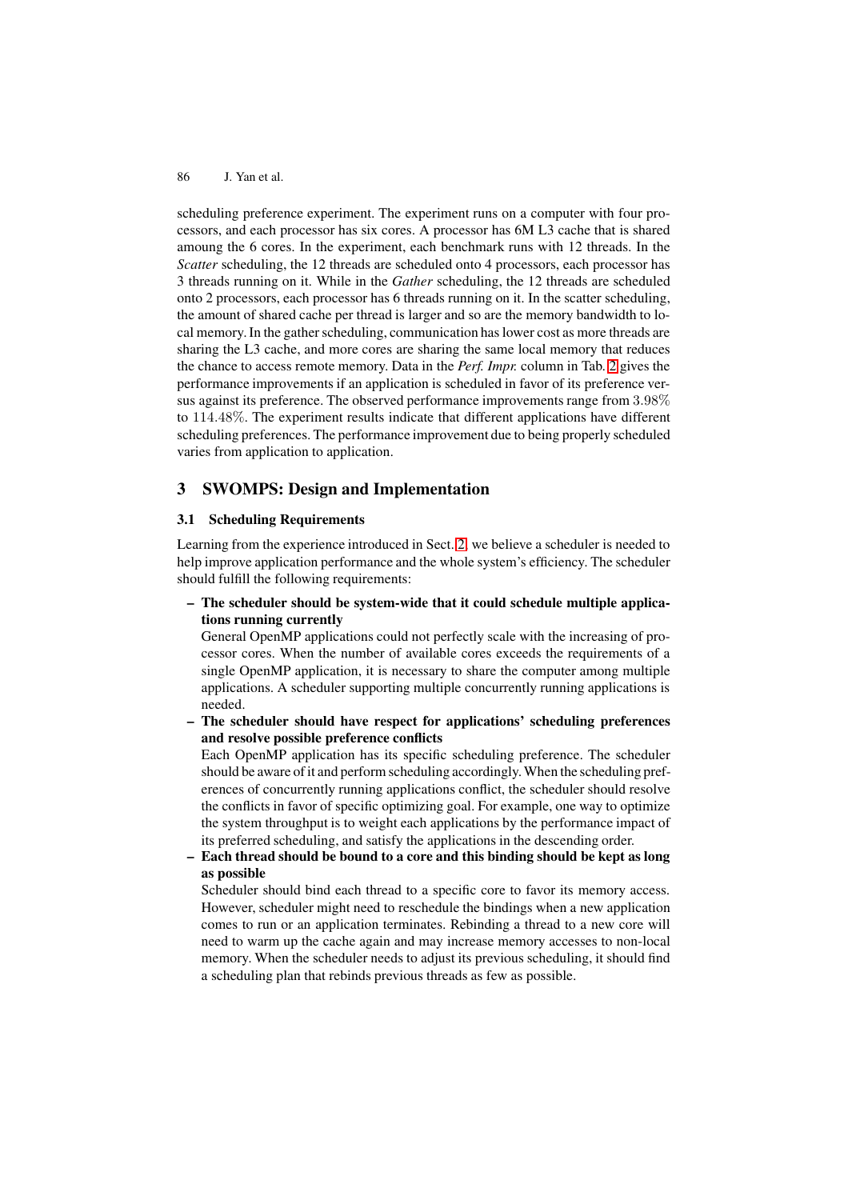scheduling preference experiment. The experiment runs on a computer with four processors, and each processor has six cores. A processor has 6M L3 cache that is shared amoung the 6 cores. In the experiment, each benchmark runs with 12 threads. In the *Scatter* scheduling, the 12 threads are scheduled onto 4 processors, each processor has 3 threads running on it. While in the *Gather* scheduling, the 12 threads are scheduled onto 2 processors, each processor has 6 threads running on it. In the scatter scheduling, the amount of shared cache per thread is larger and so are the memory bandwidth to local memory. In the gather scheduling, communication has lower cost as more threads are sharing the L3 cache, and more cores are sharing the same local memory that reduces the chance to access remote memory. Data in the *Perf. Impr.* column in Tab. 2 gives the performance improvements if an application is scheduled in favor of its preference versus against its preference. The observed performance improvements range from $3.98\%$ to $114.48\%$. The experiment results indicate that different applications have different scheduling preferences. The performance improvement due to being properly scheduled varies from application to application.

## 3 SWOMPS: Design and Implementation

### 3.1 Scheduling Requirements

Learning from the experience introduced in Sect. 2, we believe a scheduler is needed to help improve application performance and the whole system's efficiency. The scheduler should fulfill the following requirements:

- **The scheduler should be system-wide that it could schedule multiple applications running currently**
  General OpenMP applications could not perfectly scale with the increasing of processor cores. When the number of available cores exceeds the requirements of a single OpenMP application, it is necessary to share the computer among multiple applications. A scheduler supporting multiple concurrently running applications is needed.
- **The scheduler should have respect for applications' scheduling preferences and resolve possible preference conflicts**
  Each OpenMP application has its specific scheduling preference. The scheduler should be aware of it and perform scheduling accordingly. When the scheduling preferences of concurrently running applications conflict, the scheduler should resolve the conflicts in favor of specific optimizing goal. For example, one way to optimize the system throughput is to weight each applications by the performance impact of its preferred scheduling, and satisfy the applications in the descending order.
- **Each thread should be bound to a core and this binding should be kept as long as possible**
  Scheduler should bind each thread to a specific core to favor its memory access. However, scheduler might need to reschedule the bindings when a new application comes to run or an application terminates. Rebinding a thread to a new core will need to warm up the cache again and may increase memory accesses to non-local memory. When the scheduler needs to adjust its previous scheduling, it should find a scheduling plan that rebinds previous threads as few as possible.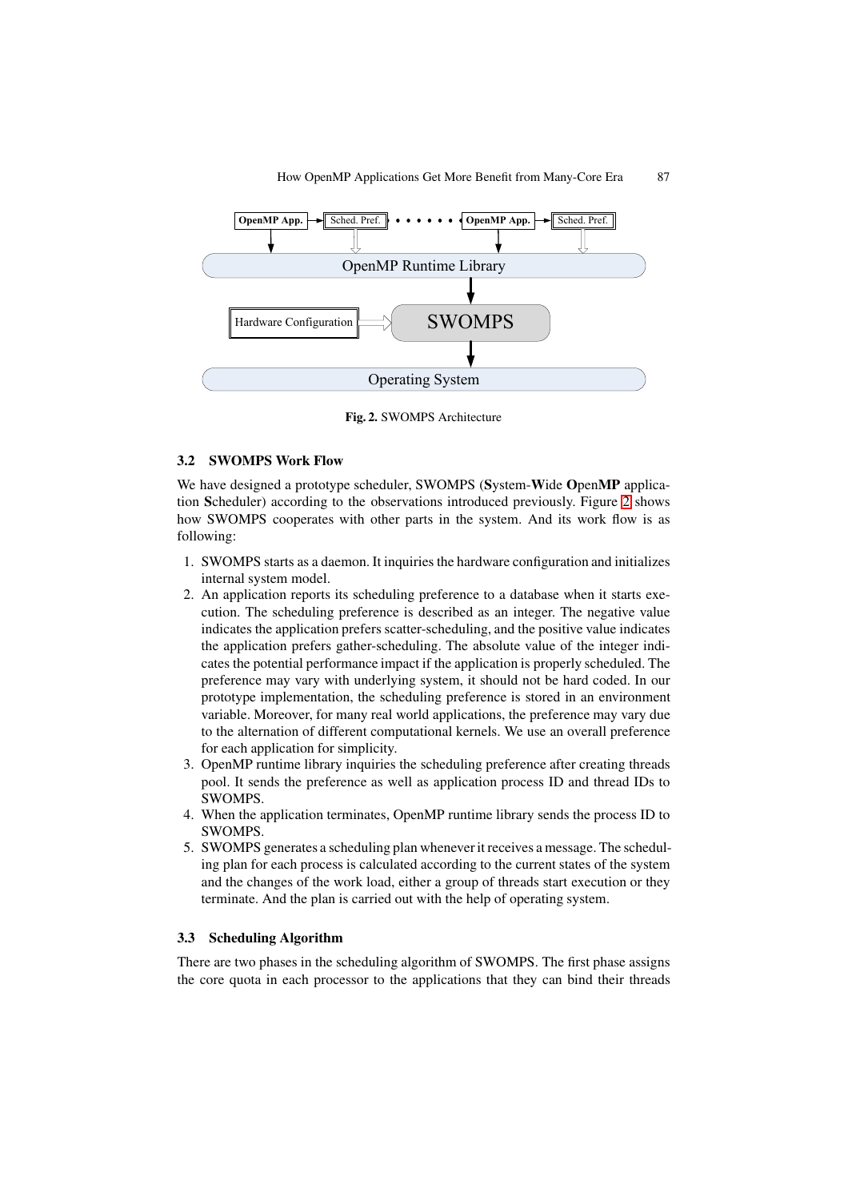**Fig. 2.** SWOMPS Architecture

### 3.2 SWOMPS Work Flow

We have designed a prototype scheduler, SWOMPS (**S**ystem-**W**ide **O**pen**MP** application **S**cheduler) according to the observations introduced previously. Figure 2 shows how SWOMPS cooperates with other parts in the system. And its work flow is as following:

1. SWOMPS starts as a daemon. It inquiries the hardware configuration and initializes internal system model.
2. An application reports its scheduling preference to a database when it starts execution. The scheduling preference is described as an integer. The negative value indicates the application prefers scatter-scheduling, and the positive value indicates the application prefers gather-scheduling. The absolute value of the integer indicates the potential performance impact if the application is properly scheduled. The preference may vary with underlying system, it should not be hard coded. In our prototype implementation, the scheduling preference is stored in an environment variable. Moreover, for many real world applications, the preference may vary due to the alternation of different computational kernels. We use an overall preference for each application for simplicity.
3. OpenMP runtime library inquiries the scheduling preference after creating threads pool. It sends the preference as well as application process ID and thread IDs to SWOMPS.
4. When the application terminates, OpenMP runtime library sends the process ID to SWOMPS.
5. SWOMPS generates a scheduling plan whenever it receives a message. The scheduling plan for each process is calculated according to the current states of the system and the changes of the work load, either a group of threads start execution or they terminate. And the plan is carried out with the help of operating system.

### 3.3 Scheduling Algorithm

There are two phases in the scheduling algorithm of SWOMPS. The first phase assigns the core quota in each processor to the applications that they can bind their threads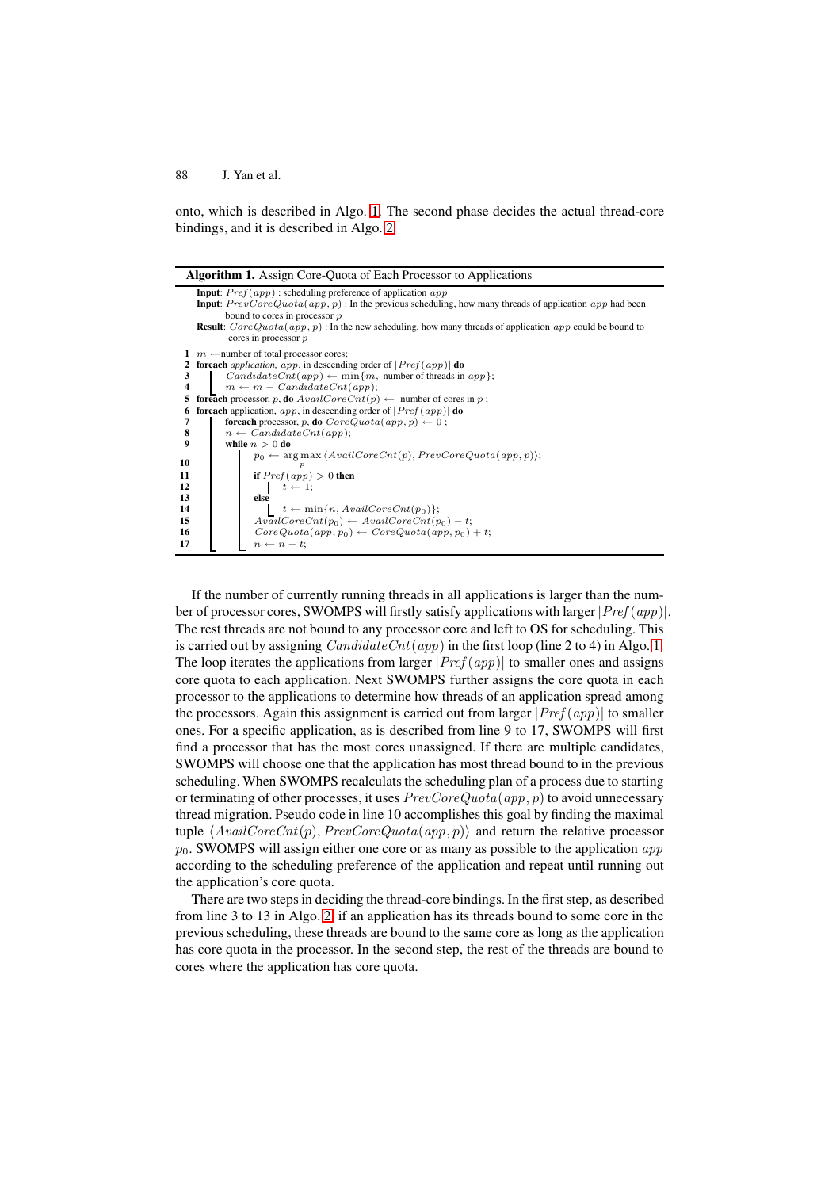onto, which is described in Algo. 1. The second phase decides the actual thread-core bindings, and it is described in Algo. 2.

**Algorithm 1.** Assign Core-Quota of Each Processor to Applications

```
Input: Pref(app) : scheduling preference of application app
Input: PrevCoreQuota(app, p) : In the previous scheduling, how many threads of application app had been
       bound to cores in processor p
Result: CoreQuota(app, p) : In the new scheduling, how many threads of application app could be bound to
        cores in processor p
1  m ← number of total processor cores;
2  foreach application, app, in descending order of |Pref(app)| do
3      CandidateCnt(app) ← min{m, number of threads in app};
4      m ← m − CandidateCnt(app);
5  foreach processor, p, do AvailCoreCnt(p) ← number of cores in p ;
6  foreach application, app, in descending order of |Pref(app)| do
7      foreach processor, p, do CoreQuota(app, p) ← 0 ;
8      n ← CandidateCnt(app);
9      while n > 0 do
10         p0 ← argmax_p ⟨AvailCoreCnt(p), PrevCoreQuota(app, p)⟩;
11         if Pref(app) > 0 then
12             t ← 1;
13         else
14             t ← min{n, AvailCoreCnt(p0)};
15         AvailCoreCnt(p0) ← AvailCoreCnt(p0) − t;
16         CoreQuota(app, p0) ← CoreQuota(app, p0) + t;
17         n ← n − t;
```

If the number of currently running threads in all applications is larger than the number of processor cores, SWOMPS will firstly satisfy applications with larger $|Pref(app)|$. The rest threads are not bound to any processor core and left to OS for scheduling. This is carried out by assigning $CandidateCnt(app)$ in the first loop (line 2 to 4) in Algo. 1. The loop iterates the applications from larger $|Pref(app)|$ to smaller ones and assigns core quota to each application. Next SWOMPS further assigns the core quota in each processor to the applications to determine how threads of an application spread among the processors. Again this assignment is carried out from larger $|Pref(app)|$ to smaller ones. For a specific application, as is described from line 9 to 17, SWOMPS will first find a processor that has the most cores unassigned. If there are multiple candidates, SWOMPS will choose one that the application has most thread bound to in the previous scheduling. When SWOMPS recalculats the scheduling plan of a process due to starting or terminating of other processes, it uses $PrevCoreQuota(app, p)$ to avoid unnecessary thread migration. Pseudo code in line 10 accomplishes this goal by finding the maximal tuple $\langle AvailCoreCnt(p), PrevCoreQuota(app, p)\rangle$ and return the relative processor $p_0$. SWOMPS will assign either one core or as many as possible to the application $app$ according to the scheduling preference of the application and repeat until running out the application's core quota.

There are two steps in deciding the thread-core bindings. In the first step, as described from line 3 to 13 in Algo. 2, if an application has its threads bound to some core in the previous scheduling, these threads are bound to the same core as long as the application has core quota in the processor. In the second step, the rest of the threads are bound to cores where the application has core quota.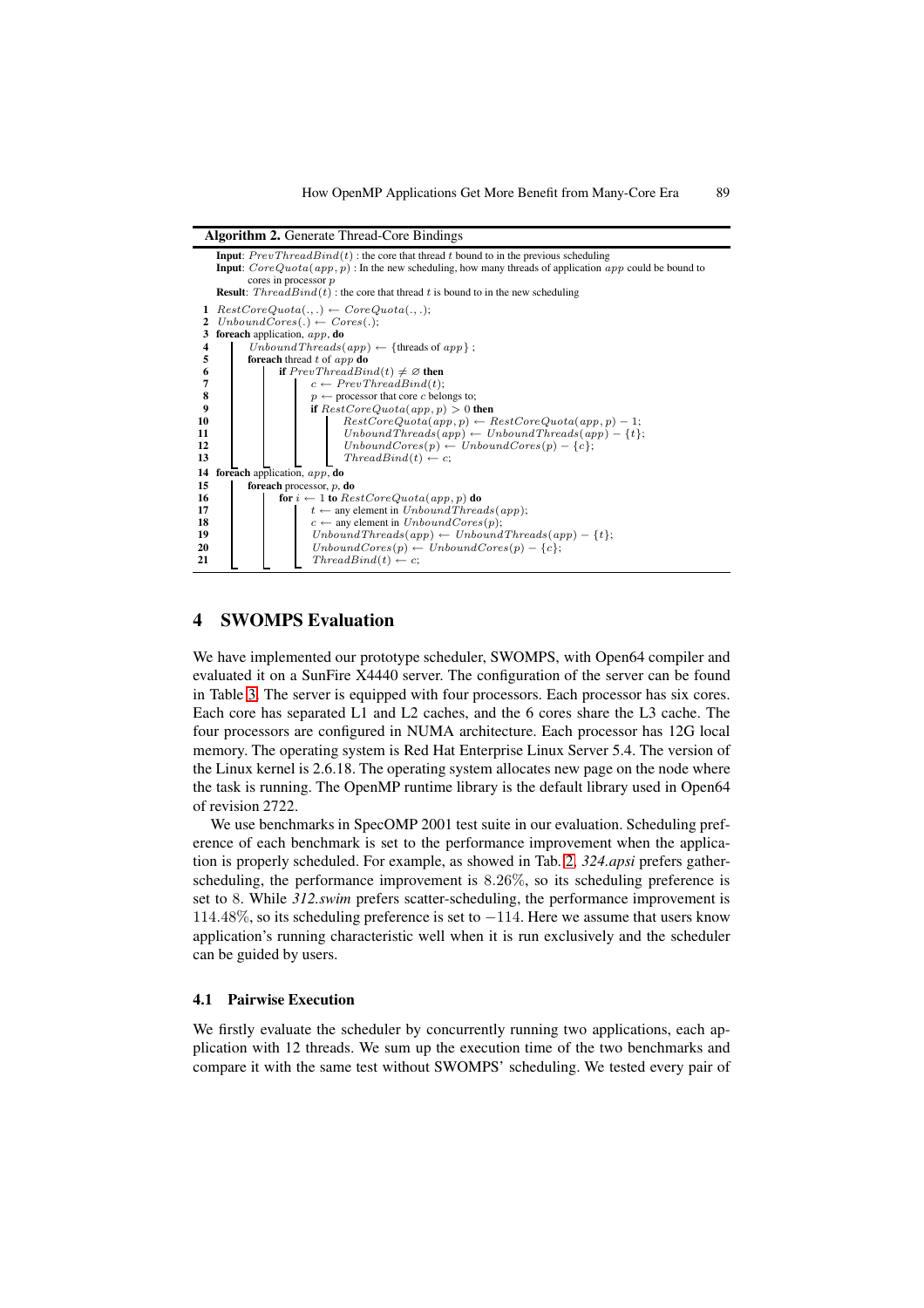**Algorithm 2.** Generate Thread-Core Bindings

```
Input: PrevThreadBind(t) : the core that thread t bound to in the previous scheduling
Input: CoreQuota(app, p) : In the new scheduling, how many threads of application app could be bound to
       cores in processor p
Result: ThreadBind(t) : the core that thread t is bound to in the new scheduling

1  RestCoreQuota(.,.) ← CoreQuota(.,.);
2  UnboundCores(.) ← Cores(.);
3  foreach application, app, do
4      UnboundThreads(app) ← {threads of app} ;
5      foreach thread t of app do
6          if PrevThreadBind(t) ≠ ∅ then
7              c ← PrevThreadBind(t);
8              p ← processor that core c belongs to;
9              if RestCoreQuota(app, p) > 0 then
10                 RestCoreQuota(app, p) ← RestCoreQuota(app, p) − 1;
11                 UnboundThreads(app) ← UnboundThreads(app) − {t};
12                 UnboundCores(p) ← UnboundCores(p) − {c};
13                 ThreadBind(t) ← c;
14 foreach application, app, do
15     foreach processor, p, do
16         for i ← 1 to RestCoreQuota(app, p) do
17             t ← any element in UnboundThreads(app);
18             c ← any element in UnboundCores(p);
19             UnboundThreads(app) ← UnboundThreads(app) − {t};
20             UnboundCores(p) ← UnboundCores(p) − {c};
21             ThreadBind(t) ← c;
```

## 4 SWOMPS Evaluation

We have implemented our prototype scheduler, SWOMPS, with Open64 compiler and evaluated it on a SunFire X4440 server. The configuration of the server can be found in Table 3. The server is equipped with four processors. Each processor has six cores. Each core has separated L1 and L2 caches, and the 6 cores share the L3 cache. The four processors are configured in NUMA architecture. Each processor has 12G local memory. The operating system is Red Hat Enterprise Linux Server 5.4. The version of the Linux kernel is 2.6.18. The operating system allocates new page on the node where the task is running. The OpenMP runtime library is the default library used in Open64 of revision 2722.

We use benchmarks in SpecOMP 2001 test suite in our evaluation. Scheduling preference of each benchmark is set to the performance improvement when the application is properly scheduled. For example, as showed in Tab. 2, *324.apsi* prefers gather-scheduling, the performance improvement is $8.26\%$, so its scheduling preference is set to $8$. While *312.swim* prefers scatter-scheduling, the performance improvement is $114.48\%$, so its scheduling preference is set to $-114$. Here we assume that users know application's running characteristic well when it is run exclusively and the scheduler can be guided by users.

### 4.1 Pairwise Execution

We firstly evaluate the scheduler by concurrently running two applications, each application with 12 threads. We sum up the execution time of the two benchmarks and compare it with the same test without SWOMPS' scheduling. We tested every pair of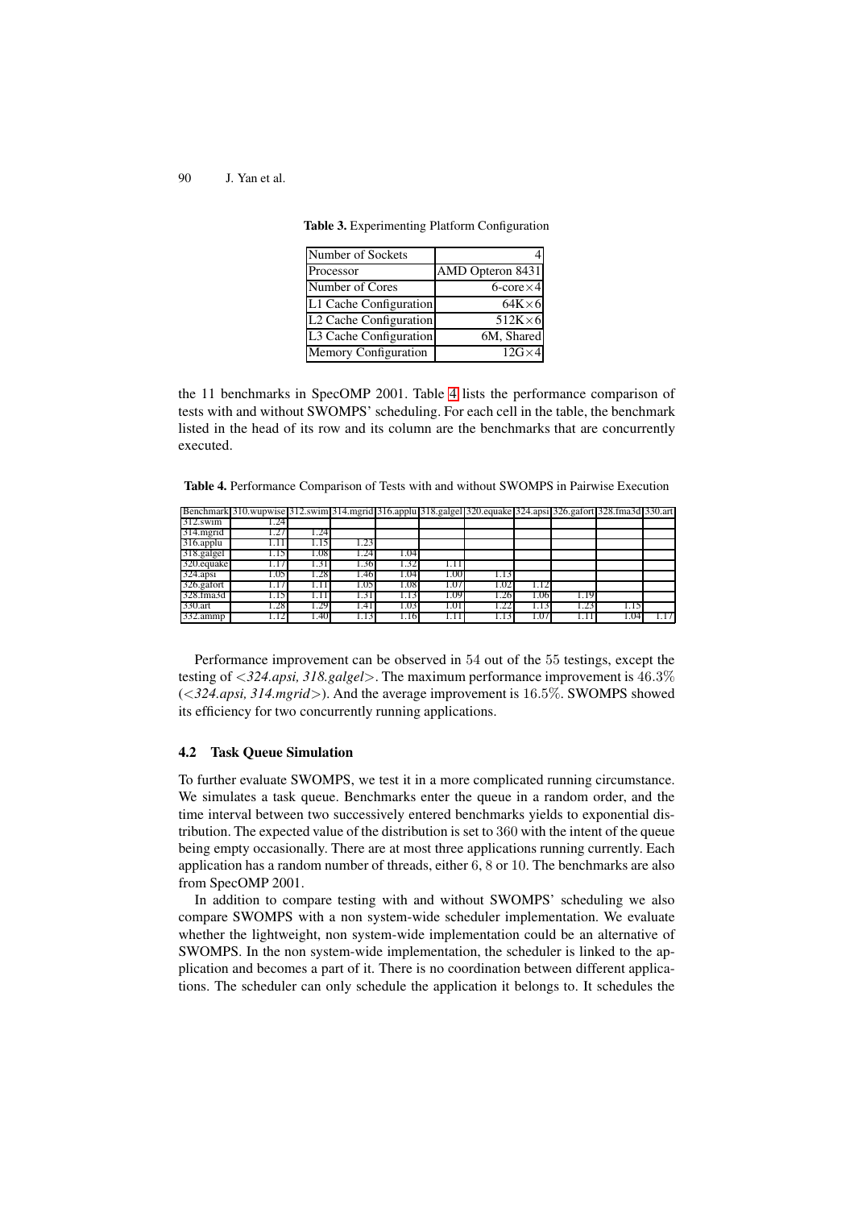**Table 3.** Experimenting Platform Configuration

| | |
|---|---|
| Number of Sockets | 4 |
| Processor | AMD Opteron 8431 |
| Number of Cores | 6-core×4 |
| L1 Cache Configuration | 64K×6 |
| L2 Cache Configuration | 512K×6 |
| L3 Cache Configuration | 6M, Shared |
| Memory Configuration | 12G×4 |

the 11 benchmarks in SpecOMP 2001. Table 4 lists the performance comparison of tests with and without SWOMPS' scheduling. For each cell in the table, the benchmark listed in the head of its row and its column are the benchmarks that are concurrently executed.

**Table 4.** Performance Comparison of Tests with and without SWOMPS in Pairwise Execution

| Benchmark | 310.wupwise | 312.swim | 314.mgrid | 316.applu | 318.galgel | 320.equake | 324.apsi | 326.gafort | 328.fma3d | 330.art |
|---|---|---|---|---|---|---|---|---|---|---|
| 312.swim | 1.24 | | | | | | | | | |
| 314.mgrid | 1.27 | 1.24 | | | | | | | | |
| 316.applu | 1.11 | 1.15 | 1.23 | | | | | | | |
| 318.galgel | 1.15 | 1.08 | 1.24 | 1.04 | | | | | | |
| 320.equake | 1.17 | 1.31 | 1.36 | 1.32 | 1.11 | | | | | |
| 324.apsi | 1.05 | 1.28 | 1.46 | 1.04 | 1.00 | 1.13 | | | | |
| 326.gafort | 1.17 | 1.11 | 1.05 | 1.08 | 1.07 | 1.02 | 1.12 | | | |
| 328.fma3d | 1.15 | 1.11 | 1.31 | 1.13 | 1.09 | 1.26 | 1.06 | 1.19 | | |
| 330.art | 1.28 | 1.29 | 1.41 | 1.03 | 1.01 | 1.22 | 1.13 | 1.23 | 1.15 | |
| 332.ammp | 1.12 | 1.40 | 1.13 | 1.16 | 1.11 | 1.13 | 1.07 | 1.11 | 1.04 | 1.17 |

Performance improvement can be observed in $54$ out of the $55$ testings, except the testing of <*324.apsi, 318.galgel*>. The maximum performance improvement is $46.3\%$ (<*324.apsi, 314.mgrid*>). And the average improvement is $16.5\%$. SWOMPS showed its efficiency for two concurrently running applications.

### 4.2 Task Queue Simulation

To further evaluate SWOMPS, we test it in a more complicated running circumstance. We simulates a task queue. Benchmarks enter the queue in a random order, and the time interval between two successively entered benchmarks yields to exponential distribution. The expected value of the distribution is set to $360$ with the intent of the queue being empty occasionally. There are at most three applications running currently. Each application has a random number of threads, either $6$, $8$ or $10$. The benchmarks are also from SpecOMP 2001.

In addition to compare testing with and without SWOMPS' scheduling we also compare SWOMPS with a non system-wide scheduler implementation. We evaluate whether the lightweight, non system-wide implementation could be an alternative of SWOMPS. In the non system-wide implementation, the scheduler is linked to the application and becomes a part of it. There is no coordination between different applications. The scheduler can only schedule the application it belongs to. It schedules the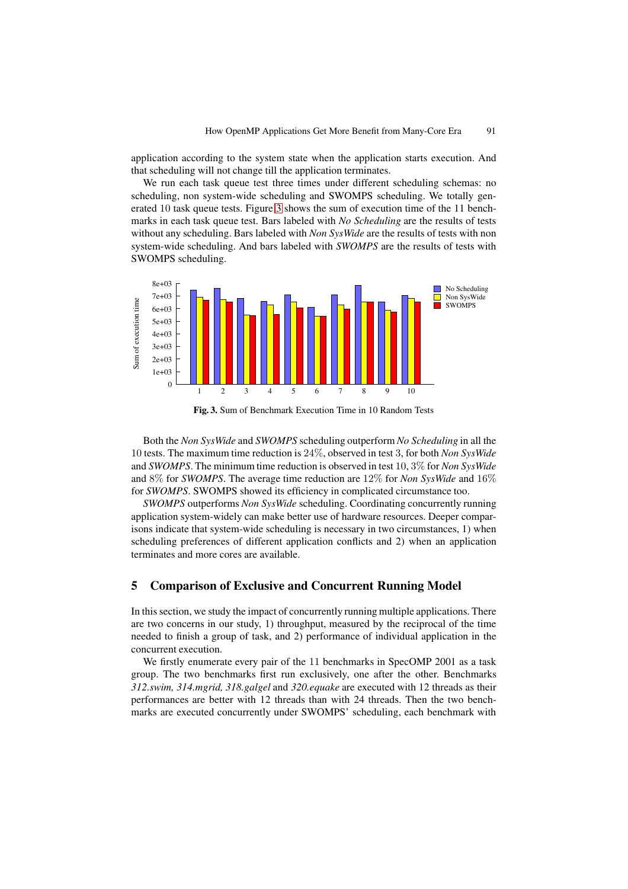application according to the system state when the application starts execution. And that scheduling will not change till the application terminates.

We run each task queue test three times under different scheduling schemas: no scheduling, non system-wide scheduling and SWOMPS scheduling. We totally generated 10 task queue tests. Figure 3 shows the sum of execution time of the 11 benchmarks in each task queue test. Bars labeled with *No Scheduling* are the results of tests without any scheduling. Bars labeled with *Non SysWide* are the results of tests with non system-wide scheduling. And bars labeled with *SWOMPS* are the results of tests with SWOMPS scheduling.

**Fig. 3.** Sum of Benchmark Execution Time in 10 Random Tests

Both the *Non SysWide* and *SWOMPS* scheduling outperform *No Scheduling* in all the 10 tests. The maximum time reduction is 24%, observed in test 3, for both *Non SysWide* and *SWOMPS*. The minimum time reduction is observed in test 10, 3% for *Non SysWide* and 8% for *SWOMPS*. The average time reduction are 12% for *Non SysWide* and 16% for *SWOMPS*. SWOMPS showed its efficiency in complicated circumstance too.

*SWOMPS* outperforms *Non SysWide* scheduling. Coordinating concurrently running application system-widely can make better use of hardware resources. Deeper comparisons indicate that system-wide scheduling is necessary in two circumstances, 1) when scheduling preferences of different application conflicts and 2) when an application terminates and more cores are available.

## 5 Comparison of Exclusive and Concurrent Running Model

In this section, we study the impact of concurrently running multiple applications. There are two concerns in our study, 1) throughput, measured by the reciprocal of the time needed to finish a group of task, and 2) performance of individual application in the concurrent execution.

We firstly enumerate every pair of the 11 benchmarks in SpecOMP 2001 as a task group. The two benchmarks first run exclusively, one after the other. Benchmarks *312.swim, 314.mgrid, 318.galgel* and *320.equake* are executed with 12 threads as their performances are better with 12 threads than with 24 threads. Then the two benchmarks are executed concurrently under SWOMPS' scheduling, each benchmark with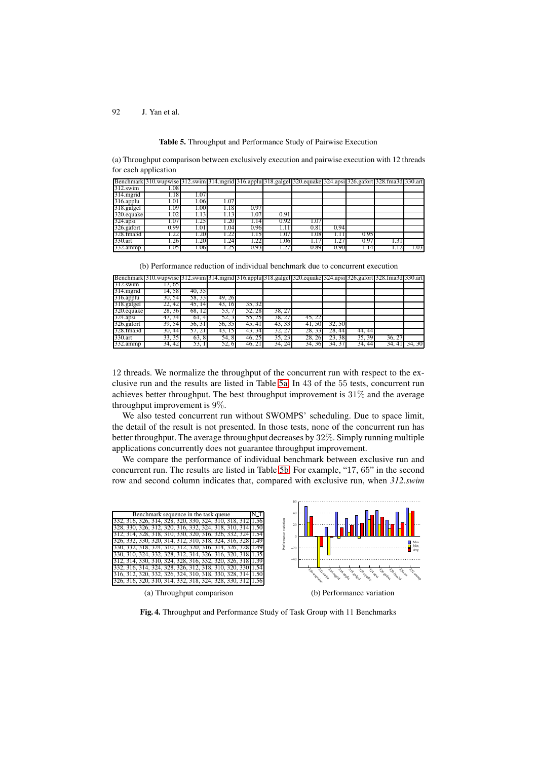**Table 5.** Throughput and Performance Study of Pairwise Execution

(a) Throughput comparison between exclusively execution and pairwise execution with 12 threads for each application

| Benchmark | 310.wupwise | 312.swim | 314.mgrid | 316.applu | 318.galgel | 320.equake | 324.apsi | 326.gafort | 328.fma3d | 330.art |
|---|---|---|---|---|---|---|---|---|---|---|
| 312.swim | 1.08 | | | | | | | | | |
| 314.mgrid | 1.18 | 1.07 | | | | | | | | |
| 316.applu | 1.01 | 1.06 | 1.07 | | | | | | | |
| 318.galgel | 1.09 | 1.00 | 1.18 | 0.97 | | | | | | |
| 320.equake | 1.02 | 1.13 | 1.13 | 1.07 | 0.91 | | | | | |
| 324.apsi | 1.07 | 1.25 | 1.20 | 1.14 | 0.92 | 1.07 | | | | |
| 326.gafort | 0.99 | 1.01 | 1.04 | 0.96 | 1.11 | 0.81 | 0.94 | | | |
| 328.fma3d | 1.22 | 1.20 | 1.22 | 1.15 | 1.07 | 1.08 | 1.11 | 0.95 | | |
| 330.art | 1.26 | 1.20 | 1.24 | 1.22 | 1.06 | 1.17 | 1.27 | 0.97 | 1.31 | |
| 332.ammp | 1.05 | 1.06 | 1.25 | 0.93 | 1.27 | 0.89 | 0.90 | 1.14 | 1.12 | 1.03 |

(b) Performance reduction of individual benchmark due to concurrent execution

| Benchmark | 310.wupwise | 312.swim | 314.mgrid | 316.applu | 318.galgel | 320.equake | 324.apsi | 326.gafort | 328.fma3d | 330.art |
|---|---|---|---|---|---|---|---|---|---|---|
| 312.swim | 17, 65 | | | | | | | | | |
| 314.mgrid | 14, 58 | 40, 35 | | | | | | | | |
| 316.applu | 30, 54 | 58, 33 | 49, 26 | | | | | | | |
| 318.galgel | 22, 42 | 45, 14 | 43, 16 | 35, 32 | | | | | | |
| 320.equake | 28, 36 | 68, 12 | 53, 7 | 52, 28 | 38, 27 | | | | | |
| 324.apsi | 47, 34 | 61, 4 | 52, 3 | 55, 25 | 38, 27 | 45, 22 | | | | |
| 326.gafort | 39, 54 | 56, 31 | 56, 35 | 45, 41 | 43, 33 | 41, 50 | 32, 50 | | | |
| 328.fma3d | 30, 44 | 57, 21 | 43, 15 | 43, 34 | 32, 27 | 28, 33 | 28, 44 | 44, 44 | | |
| 330.art | 33, 35 | 63, 8 | 54, 8 | 46, 25 | 35, 23 | 28, 26 | 23, 38 | 35, 39 | 36, 27 | |
| 332.ammp | 34, 42 | 53, 1 | 52, 6 | 46, 21 | 34, 24 | 34, 36 | 34, 37 | 34, 44 | 34, 41 | 34, 30 |

12 threads. We normalize the throughput of the concurrent run with respect to the exclusive run and the results are listed in Table 5a. In 43 of the 55 tests, concurrent run achieves better throughput. The best throughput improvement is 31% and the average throughput improvement is 9%.

We also tested concurrent run without SWOMPS' scheduling. Due to space limit, the detail of the result is not presented. In those tests, none of the concurrent run has better throughput. The average throuughput decreases by 32%. Simply running multiple applications concurrently does not guarantee throughput improvement.

We compare the performance of individual benchmark between exclusive run and concurrent run. The results are listed in Table 5b. For example, "17, 65" in the second row and second column indicates that, compared with exclusive run, when *312.swim*

| Benchmark sequence in the task queue | N_T |
|---|---|
| 332, 316, 326, 314, 328, 320, 330, 324, 310, 318, 312 | 1.56 |
| 328, 330, 326, 312, 320, 316, 332, 324, 318, 310, 314 | 1.50 |
| 312, 314, 328, 318, 310, 330, 320, 316, 326, 332, 324 | 1.54 |
| 326, 332, 330, 320, 314, 312, 310, 318, 324, 316, 328 | 1.49 |
| 330, 332, 318, 324, 310, 312, 320, 316, 314, 326, 328 | 1.49 |
| 330, 310, 324, 332, 328, 312, 314, 326, 316, 320, 318 | 1.35 |
| 312, 314, 330, 310, 324, 328, 316, 332, 320, 326, 318 | 1.39 |
| 332, 316, 314, 324, 328, 326, 312, 318, 310, 320, 330 | 1.54 |
| 316, 312, 320, 332, 326, 324, 310, 318, 330, 328, 314 | 1.50 |
| 326, 316, 320, 310, 314, 332, 318, 324, 328, 330, 312 | 1.56 |

(a) Throughput comparison

(b) Performance variation

**Fig. 4.** Throughput and Performance Study of Task Group with 11 Benchmarks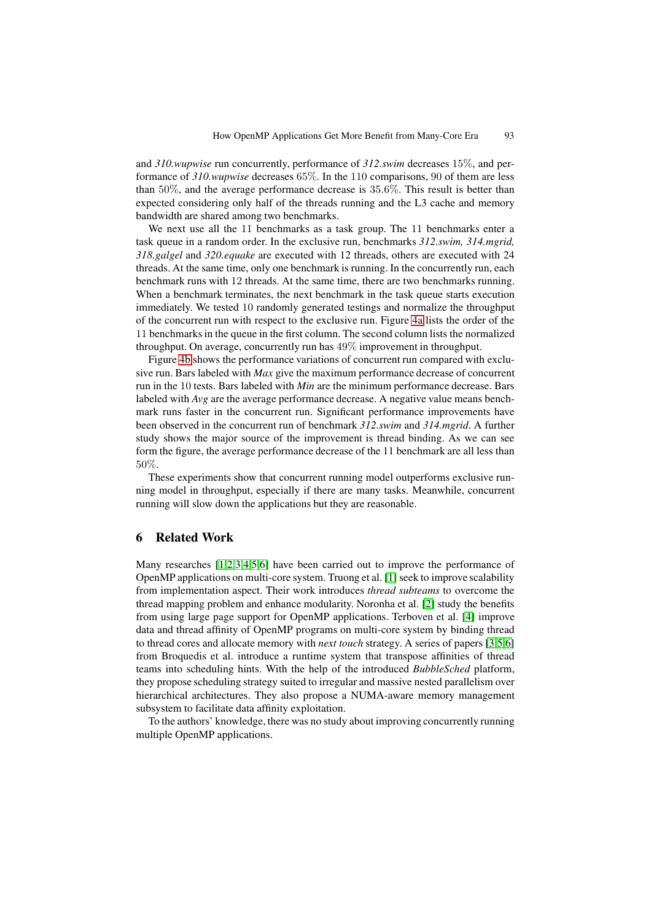and *310.wupwise* run concurrently, performance of *312.swim* decreases $15\%$, and performance of *310.wupwise* decreases $65\%$. In the $110$ comparisons, $90$ of them are less than $50\%$, and the average performance decrease is $35.6\%$. This result is better than expected considering only half of the threads running and the L3 cache and memory bandwidth are shared among two benchmarks.

We next use all the $11$ benchmarks as a task group. The $11$ benchmarks enter a task queue in a random order. In the exclusive run, benchmarks *312.swim, 314.mgrid, 318.galgel* and *320.equake* are executed with $12$ threads, others are executed with $24$ threads. At the same time, only one benchmark is running. In the concurrently run, each benchmark runs with $12$ threads. At the same time, there are two benchmarks running. When a benchmark terminates, the next benchmark in the task queue starts execution immediately. We tested $10$ randomly generated testings and normalize the throughput of the concurrent run with respect to the exclusive run. Figure 4a lists the order of the $11$ benchmarks in the queue in the first column. The second column lists the normalized throughput. On average, concurrently run has $49\%$ improvement in throughput.

Figure 4b shows the performance variations of concurrent run compared with exclusive run. Bars labeled with *Max* give the maximum performance decrease of concurrent run in the $10$ tests. Bars labeled with *Min* are the minimum performance decrease. Bars labeled with *Avg* are the average performance decrease. A negative value means benchmark runs faster in the concurrent run. Significant performance improvements have been observed in the concurrent run of benchmark *312.swim* and *314.mgrid*. A further study shows the major source of the improvement is thread binding. As we can see form the figure, the average performance decrease of the 11 benchmark are all less than $50\%$.

These experiments show that concurrent running model outperforms exclusive running model in throughput, especially if there are many tasks. Meanwhile, concurrent running will slow down the applications but they are reasonable.

## 6 Related Work

Many researches [1,2,3,4,5,6] have been carried out to improve the performance of OpenMP applications on multi-core system. Truong et al. [1] seek to improve scalability from implementation aspect. Their work introduces *thread subteams* to overcome the thread mapping problem and enhance modularity. Noronha et al. [2] study the benefits from using large page support for OpenMP applications. Terboven et al. [4] improve data and thread affinity of OpenMP programs on multi-core system by binding thread to thread cores and allocate memory with *next touch* strategy. A series of papers [3,5,6] from Broquedis et al. introduce a runtime system that transpose affinities of thread teams into scheduling hints. With the help of the introduced *BubbleSched* platform, they propose scheduling strategy suited to irregular and massive nested parallelism over hierarchical architectures. They also propose a NUMA-aware memory management subsystem to facilitate data affinity exploitation.

To the authors' knowledge, there was no study about improving concurrently running multiple OpenMP applications.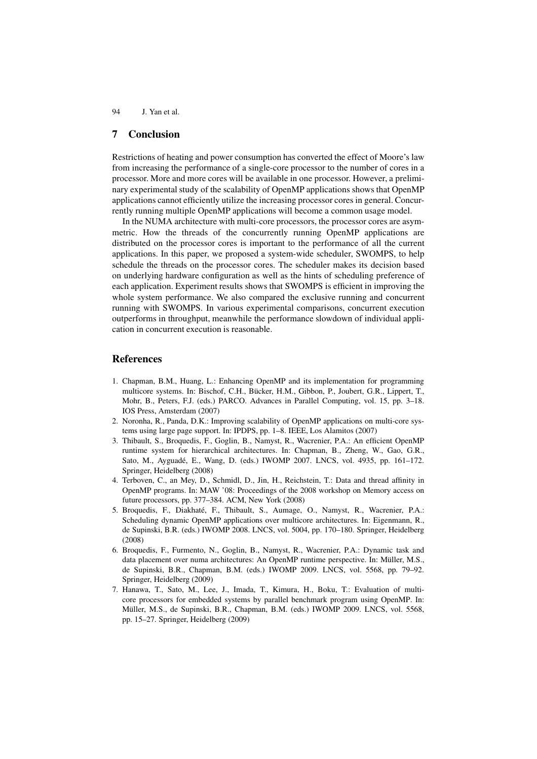## 7 Conclusion

Restrictions of heating and power consumption has converted the effect of Moore's law from increasing the performance of a single-core processor to the number of cores in a processor. More and more cores will be available in one processor. However, a preliminary experimental study of the scalability of OpenMP applications shows that OpenMP applications cannot efficiently utilize the increasing processor cores in general. Concurrently running multiple OpenMP applications will become a common usage model.

In the NUMA architecture with multi-core processors, the processor cores are asymmetric. How the threads of the concurrently running OpenMP applications are distributed on the processor cores is important to the performance of all the current applications. In this paper, we proposed a system-wide scheduler, SWOMPS, to help schedule the threads on the processor cores. The scheduler makes its decision based on underlying hardware configuration as well as the hints of scheduling preference of each application. Experiment results shows that SWOMPS is efficient in improving the whole system performance. We also compared the exclusive running and concurrent running with SWOMPS. In various experimental comparisons, concurrent execution outperforms in throughput, meanwhile the performance slowdown of individual application in concurrent execution is reasonable.

## References

1. Chapman, B.M., Huang, L.: Enhancing OpenMP and its implementation for programming multicore systems. In: Bischof, C.H., Bücker, H.M., Gibbon, P., Joubert, G.R., Lippert, T., Mohr, B., Peters, F.J. (eds.) PARCO. Advances in Parallel Computing, vol. 15, pp. 3–18. IOS Press, Amsterdam (2007)
2. Noronha, R., Panda, D.K.: Improving scalability of OpenMP applications on multi-core systems using large page support. In: IPDPS, pp. 1–8. IEEE, Los Alamitos (2007)
3. Thibault, S., Broquedis, F., Goglin, B., Namyst, R., Wacrenier, P.A.: An efficient OpenMP runtime system for hierarchical architectures. In: Chapman, B., Zheng, W., Gao, G.R., Sato, M., Ayguadé, E., Wang, D. (eds.) IWOMP 2007. LNCS, vol. 4935, pp. 161–172. Springer, Heidelberg (2008)
4. Terboven, C., an Mey, D., Schmidl, D., Jin, H., Reichstein, T.: Data and thread affinity in OpenMP programs. In: MAW '08: Proceedings of the 2008 workshop on Memory access on future processors, pp. 377–384. ACM, New York (2008)
5. Broquedis, F., Diakhaté, F., Thibault, S., Aumage, O., Namyst, R., Wacrenier, P.A.: Scheduling dynamic OpenMP applications over multicore architectures. In: Eigenmann, R., de Supinski, B.R. (eds.) IWOMP 2008. LNCS, vol. 5004, pp. 170–180. Springer, Heidelberg (2008)
6. Broquedis, F., Furmento, N., Goglin, B., Namyst, R., Wacrenier, P.A.: Dynamic task and data placement over numa architectures: An OpenMP runtime perspective. In: Müller, M.S., de Supinski, B.R., Chapman, B.M. (eds.) IWOMP 2009. LNCS, vol. 5568, pp. 79–92. Springer, Heidelberg (2009)
7. Hanawa, T., Sato, M., Lee, J., Imada, T., Kimura, H., Boku, T.: Evaluation of multicore processors for embedded systems by parallel benchmark program using OpenMP. In: Müller, M.S., de Supinski, B.R., Chapman, B.M. (eds.) IWOMP 2009. LNCS, vol. 5568, pp. 15–27. Springer, Heidelberg (2009)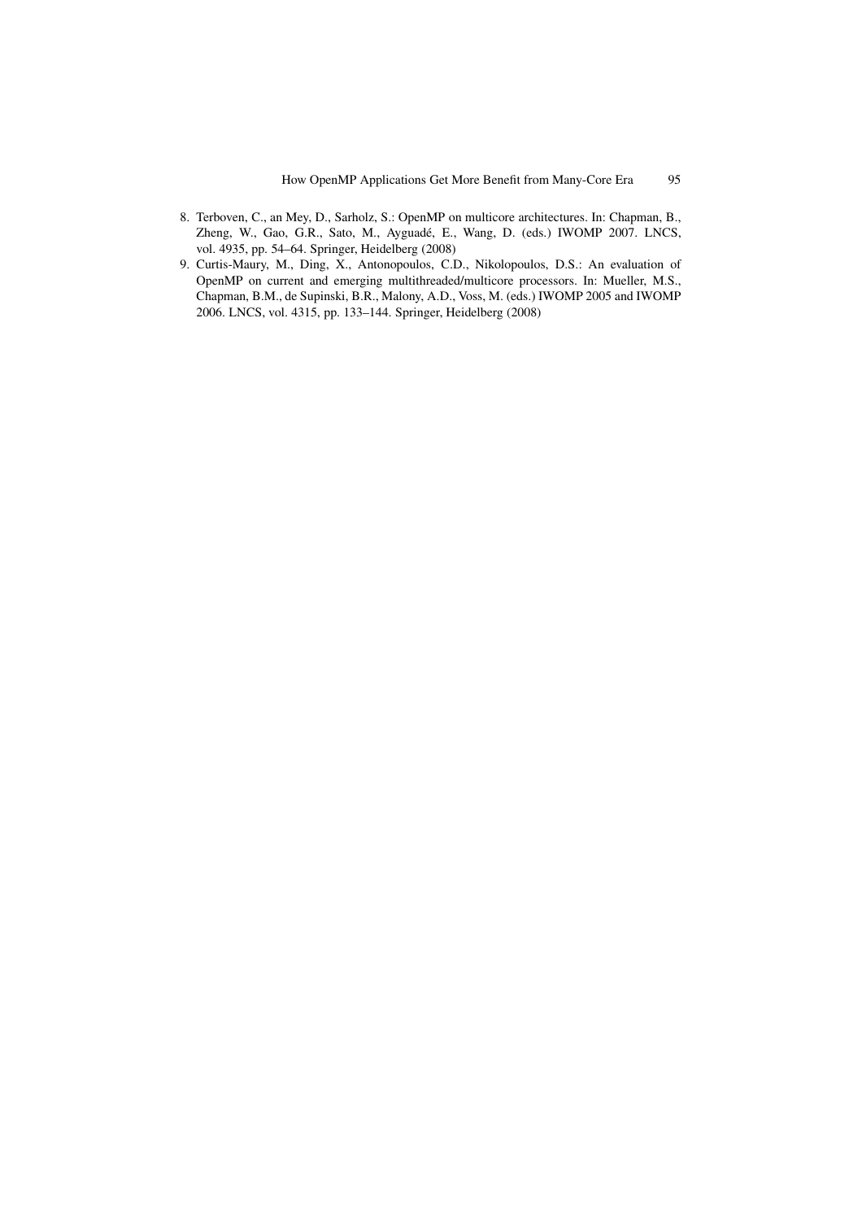8. Terboven, C., an Mey, D., Sarholz, S.: OpenMP on multicore architectures. In: Chapman, B., Zheng, W., Gao, G.R., Sato, M., Ayguadé, E., Wang, D. (eds.) IWOMP 2007. LNCS, vol. 4935, pp. 54–64. Springer, Heidelberg (2008)
9. Curtis-Maury, M., Ding, X., Antonopoulos, C.D., Nikolopoulos, D.S.: An evaluation of OpenMP on current and emerging multithreaded/multicore processors. In: Mueller, M.S., Chapman, B.M., de Supinski, B.R., Malony, A.D., Voss, M. (eds.) IWOMP 2005 and IWOMP 2006. LNCS, vol. 4315, pp. 133–144. Springer, Heidelberg (2008)